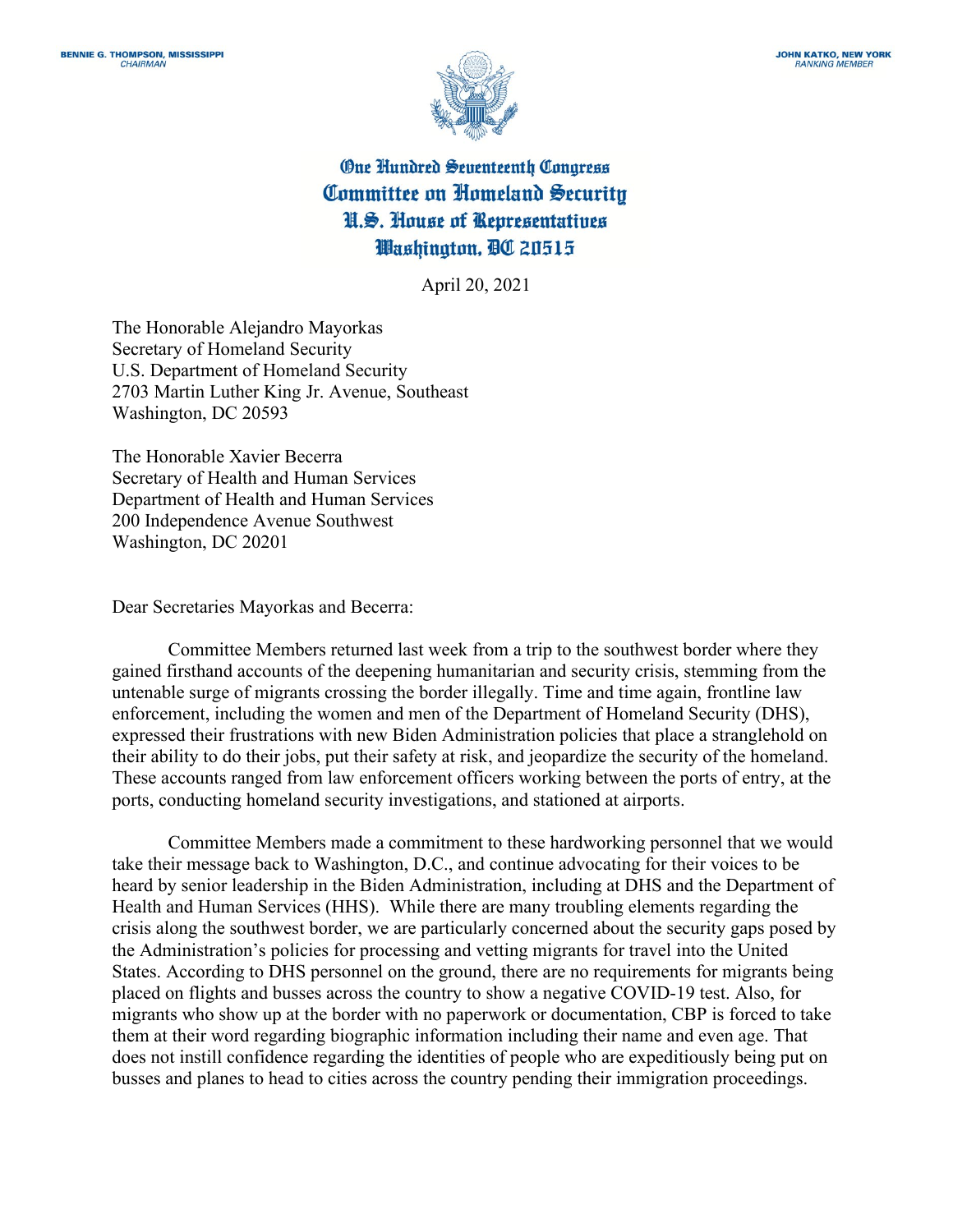**BENNIE G. THOMPSON, MISSISSIPPI**
*CHAIRMAN*

**JOHN KATKO, NEW YORK**
*RANKING MEMBER*

# One Hundred Seventeenth Congress
# Committee on Homeland Security
# U.S. House of Representatives
# Washington, DC 20515

April 20, 2021

The Honorable Alejandro Mayorkas
Secretary of Homeland Security
U.S. Department of Homeland Security
2703 Martin Luther King Jr. Avenue, Southeast
Washington, DC 20593

The Honorable Xavier Becerra
Secretary of Health and Human Services
Department of Health and Human Services
200 Independence Avenue Southwest
Washington, DC 20201

Dear Secretaries Mayorkas and Becerra:

Committee Members returned last week from a trip to the southwest border where they gained firsthand accounts of the deepening humanitarian and security crisis, stemming from the untenable surge of migrants crossing the border illegally. Time and time again, frontline law enforcement, including the women and men of the Department of Homeland Security (DHS), expressed their frustrations with new Biden Administration policies that place a stranglehold on their ability to do their jobs, put their safety at risk, and jeopardize the security of the homeland. These accounts ranged from law enforcement officers working between the ports of entry, at the ports, conducting homeland security investigations, and stationed at airports.

Committee Members made a commitment to these hardworking personnel that we would take their message back to Washington, D.C., and continue advocating for their voices to be heard by senior leadership in the Biden Administration, including at DHS and the Department of Health and Human Services (HHS). While there are many troubling elements regarding the crisis along the southwest border, we are particularly concerned about the security gaps posed by the Administration's policies for processing and vetting migrants for travel into the United States. According to DHS personnel on the ground, there are no requirements for migrants being placed on flights and busses across the country to show a negative COVID-19 test. Also, for migrants who show up at the border with no paperwork or documentation, CBP is forced to take them at their word regarding biographic information including their name and even age. That does not instill confidence regarding the identities of people who are expeditiously being put on busses and planes to head to cities across the country pending their immigration proceedings.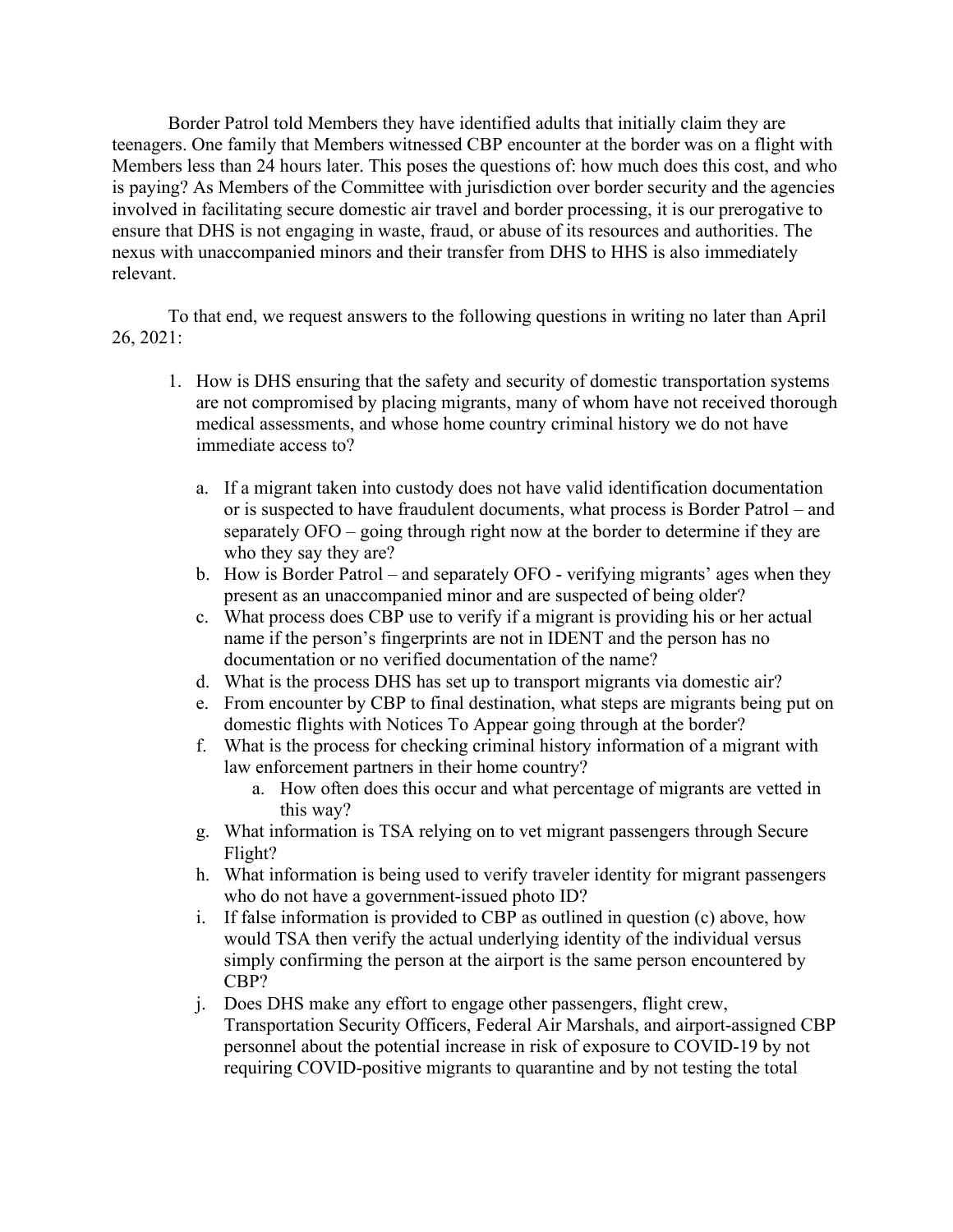Border Patrol told Members they have identified adults that initially claim they are teenagers. One family that Members witnessed CBP encounter at the border was on a flight with Members less than 24 hours later. This poses the questions of: how much does this cost, and who is paying? As Members of the Committee with jurisdiction over border security and the agencies involved in facilitating secure domestic air travel and border processing, it is our prerogative to ensure that DHS is not engaging in waste, fraud, or abuse of its resources and authorities. The nexus with unaccompanied minors and their transfer from DHS to HHS is also immediately relevant.

To that end, we request answers to the following questions in writing no later than April 26, 2021:

1. How is DHS ensuring that the safety and security of domestic transportation systems are not compromised by placing migrants, many of whom have not received thorough medical assessments, and whose home country criminal history we do not have immediate access to?
    a. If a migrant taken into custody does not have valid identification documentation or is suspected to have fraudulent documents, what process is Border Patrol – and separately OFO – going through right now at the border to determine if they are who they say they are?
    b. How is Border Patrol – and separately OFO - verifying migrants' ages when they present as an unaccompanied minor and are suspected of being older?
    c. What process does CBP use to verify if a migrant is providing his or her actual name if the person's fingerprints are not in IDENT and the person has no documentation or no verified documentation of the name?
    d. What is the process DHS has set up to transport migrants via domestic air?
    e. From encounter by CBP to final destination, what steps are migrants being put on domestic flights with Notices To Appear going through at the border?
    f. What is the process for checking criminal history information of a migrant with law enforcement partners in their home country?
        a. How often does this occur and what percentage of migrants are vetted in this way?
    g. What information is TSA relying on to vet migrant passengers through Secure Flight?
    h. What information is being used to verify traveler identity for migrant passengers who do not have a government-issued photo ID?
    i. If false information is provided to CBP as outlined in question (c) above, how would TSA then verify the actual underlying identity of the individual versus simply confirming the person at the airport is the same person encountered by CBP?
    j. Does DHS make any effort to engage other passengers, flight crew, Transportation Security Officers, Federal Air Marshals, and airport-assigned CBP personnel about the potential increase in risk of exposure to COVID-19 by not requiring COVID-positive migrants to quarantine and by not testing the total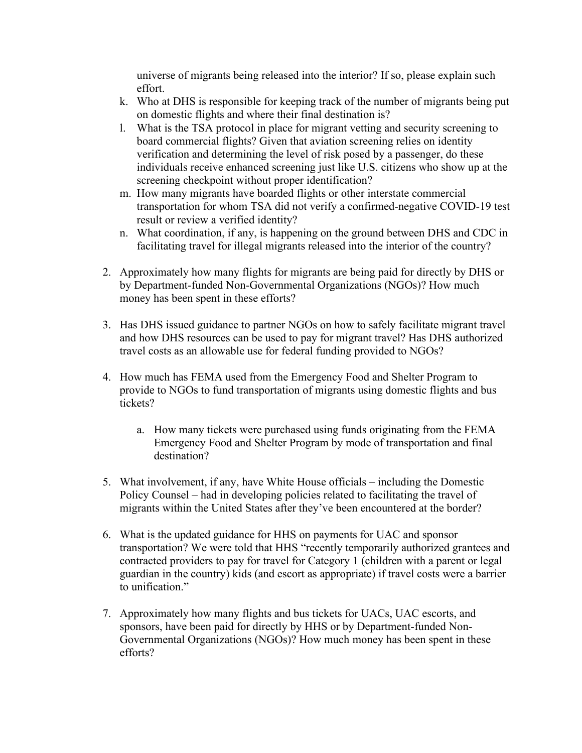universe of migrants being released into the interior? If so, please explain such effort.

k. Who at DHS is responsible for keeping track of the number of migrants being put on domestic flights and where their final destination is?
l. What is the TSA protocol in place for migrant vetting and security screening to board commercial flights? Given that aviation screening relies on identity verification and determining the level of risk posed by a passenger, do these individuals receive enhanced screening just like U.S. citizens who show up at the screening checkpoint without proper identification?
m. How many migrants have boarded flights or other interstate commercial transportation for whom TSA did not verify a confirmed-negative COVID-19 test result or review a verified identity?
n. What coordination, if any, is happening on the ground between DHS and CDC in facilitating travel for illegal migrants released into the interior of the country?

2. Approximately how many flights for migrants are being paid for directly by DHS or by Department-funded Non-Governmental Organizations (NGOs)? How much money has been spent in these efforts?

3. Has DHS issued guidance to partner NGOs on how to safely facilitate migrant travel and how DHS resources can be used to pay for migrant travel? Has DHS authorized travel costs as an allowable use for federal funding provided to NGOs?

4. How much has FEMA used from the Emergency Food and Shelter Program to provide to NGOs to fund transportation of migrants using domestic flights and bus tickets?

   a. How many tickets were purchased using funds originating from the FEMA Emergency Food and Shelter Program by mode of transportation and final destination?

5. What involvement, if any, have White House officials – including the Domestic Policy Counsel – had in developing policies related to facilitating the travel of migrants within the United States after they've been encountered at the border?

6. What is the updated guidance for HHS on payments for UAC and sponsor transportation? We were told that HHS "recently temporarily authorized grantees and contracted providers to pay for travel for Category 1 (children with a parent or legal guardian in the country) kids (and escort as appropriate) if travel costs were a barrier to unification."

7. Approximately how many flights and bus tickets for UACs, UAC escorts, and sponsors, have been paid for directly by HHS or by Department-funded Non-Governmental Organizations (NGOs)? How much money has been spent in these efforts?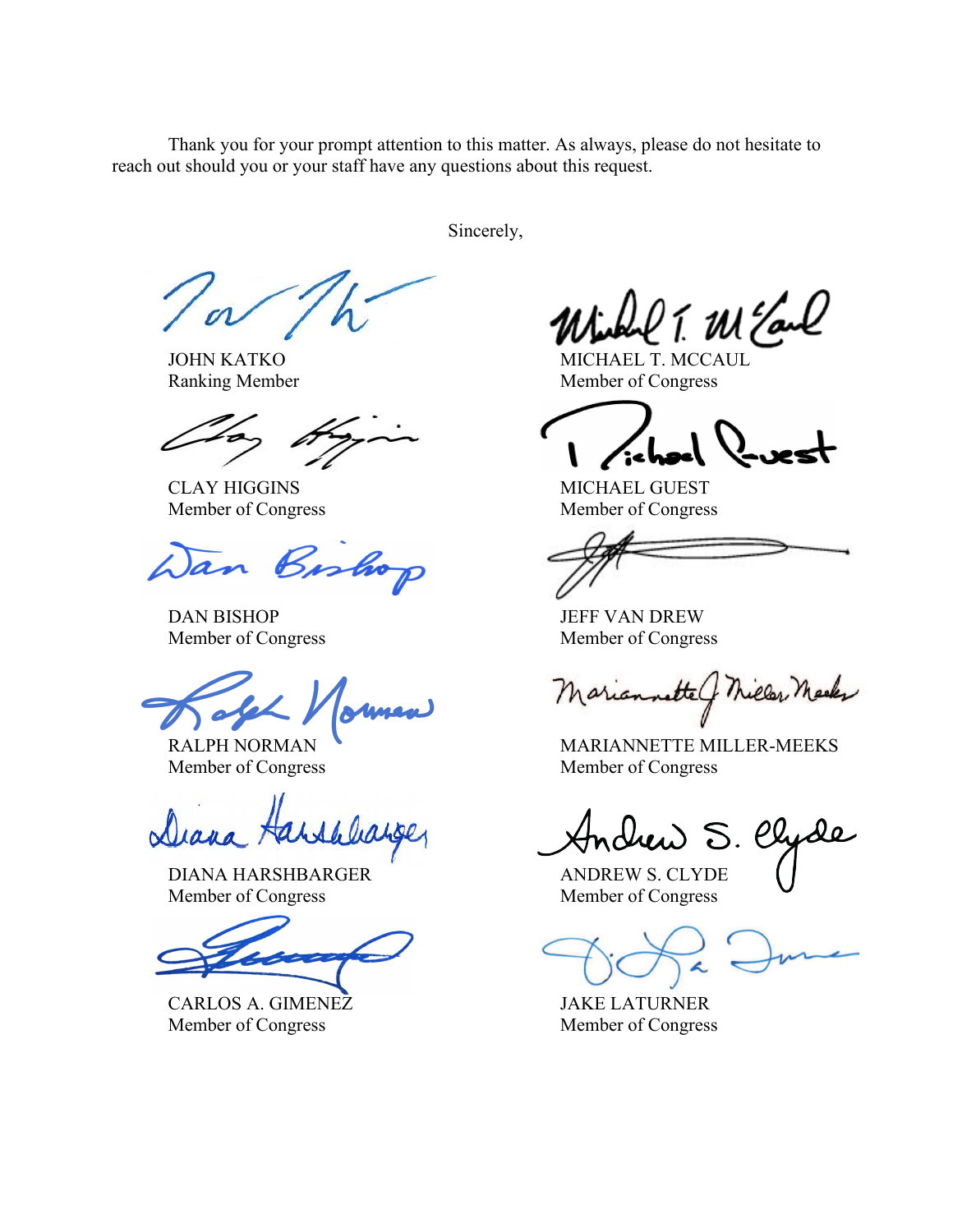Thank you for your prompt attention to this matter. As always, please do not hesitate to reach out should you or your staff have any questions about this request.

Sincerely,

JOHN KATKO
Ranking Member

MICHAEL T. MCCAUL
Member of Congress

CLAY HIGGINS
Member of Congress

MICHAEL GUEST
Member of Congress

DAN BISHOP
Member of Congress

JEFF VAN DREW
Member of Congress

RALPH NORMAN
Member of Congress

MARIANNETTE MILLER-MEEKS
Member of Congress

DIANA HARSHBARGER
Member of Congress

ANDREW S. CLYDE
Member of Congress

CARLOS A. GIMENEZ
Member of Congress

JAKE LATURNER
Member of Congress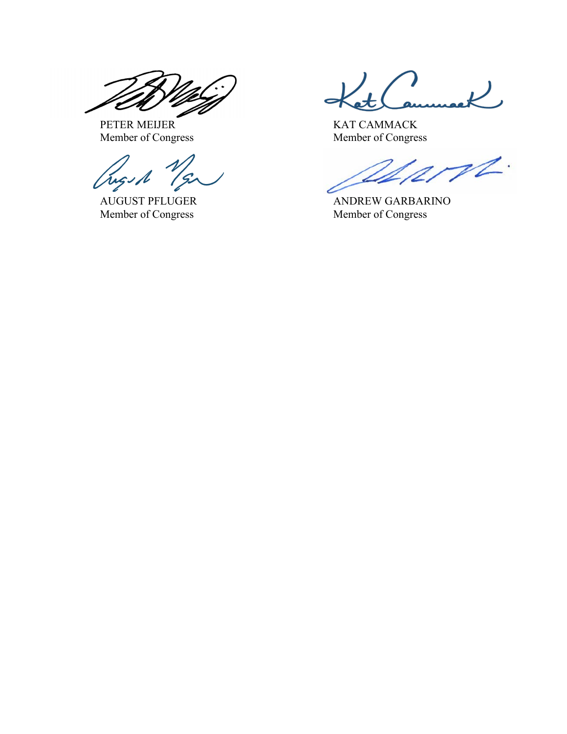PETER MEIJER
Member of Congress

KAT CAMMACK
Member of Congress

AUGUST PFLUGER
Member of Congress

ANDREW GARBARINO
Member of Congress